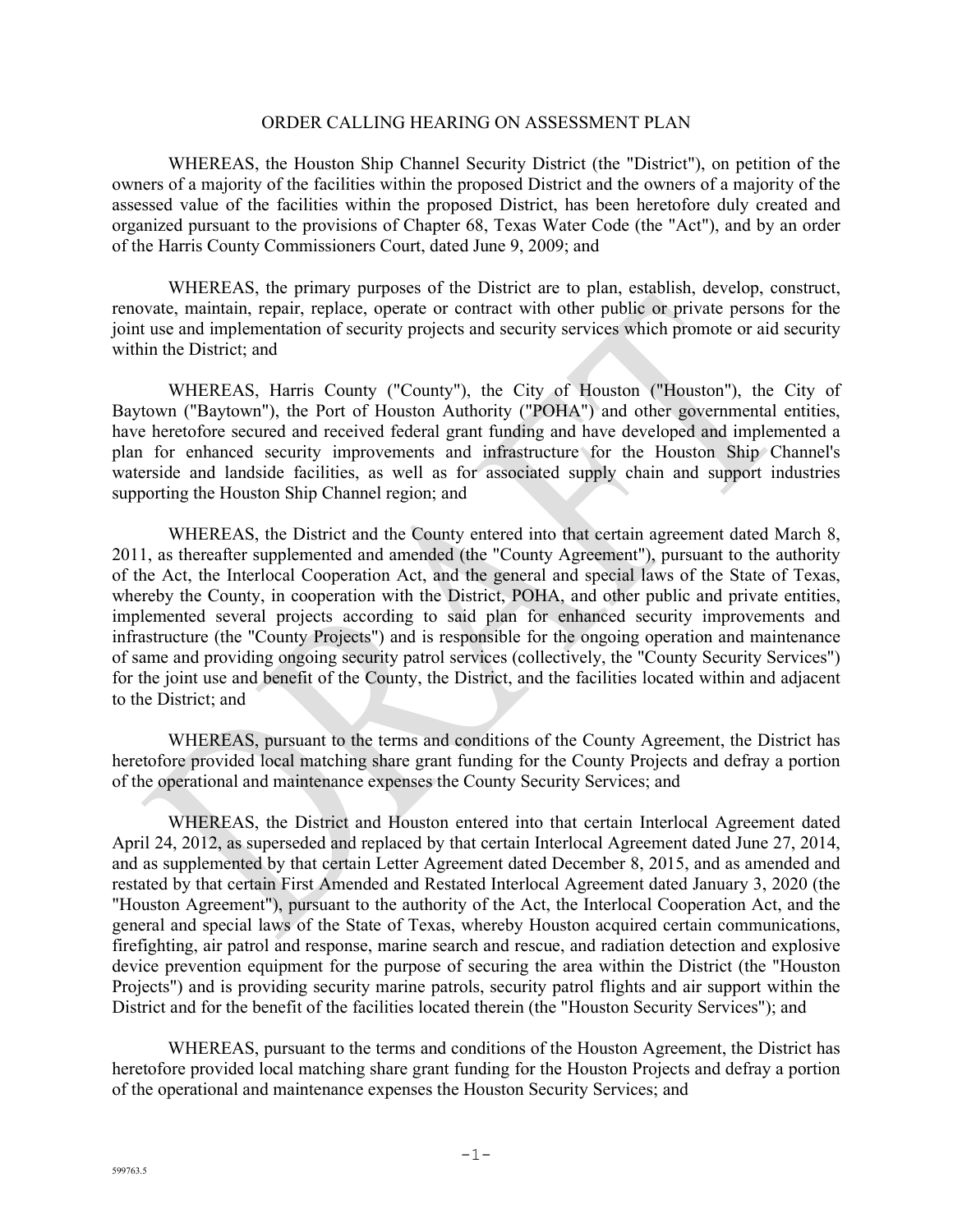# ORDER CALLING HEARING ON ASSESSMENT PLAN

WHEREAS, the Houston Ship Channel Security District (the "District"), on petition of the owners of a majority of the facilities within the proposed District and the owners of a majority of the assessed value of the facilities within the proposed District, has been heretofore duly created and organized pursuant to the provisions of Chapter 68, Texas Water Code (the "Act"), and by an order of the Harris County Commissioners Court, dated June 9, 2009; and

WHEREAS, the primary purposes of the District are to plan, establish, develop, construct, renovate, maintain, repair, replace, operate or contract with other public or private persons for the joint use and implementation of security projects and security services which promote or aid security within the District; and

WHEREAS, Harris County ("County"), the City of Houston ("Houston"), the City of Baytown ("Baytown"), the Port of Houston Authority ("POHA") and other governmental entities, have heretofore secured and received federal grant funding and have developed and implemented a plan for enhanced security improvements and infrastructure for the Houston Ship Channel's waterside and landside facilities, as well as for associated supply chain and support industries supporting the Houston Ship Channel region; and

WHEREAS, the District and the County entered into that certain agreement dated March 8, 2011, as thereafter supplemented and amended (the "County Agreement"), pursuant to the authority of the Act, the Interlocal Cooperation Act, and the general and special laws of the State of Texas, whereby the County, in cooperation with the District, POHA, and other public and private entities, implemented several projects according to said plan for enhanced security improvements and infrastructure (the "County Projects") and is responsible for the ongoing operation and maintenance of same and providing ongoing security patrol services (collectively, the "County Security Services") for the joint use and benefit of the County, the District, and the facilities located within and adjacent to the District; and

WHEREAS, pursuant to the terms and conditions of the County Agreement, the District has heretofore provided local matching share grant funding for the County Projects and defray a portion of the operational and maintenance expenses the County Security Services; and

WHEREAS, the District and Houston entered into that certain Interlocal Agreement dated April 24, 2012, as superseded and replaced by that certain Interlocal Agreement dated June 27, 2014, and as supplemented by that certain Letter Agreement dated December 8, 2015, and as amended and restated by that certain First Amended and Restated Interlocal Agreement dated January 3, 2020 (the "Houston Agreement"), pursuant to the authority of the Act, the Interlocal Cooperation Act, and the general and special laws of the State of Texas, whereby Houston acquired certain communications, firefighting, air patrol and response, marine search and rescue, and radiation detection and explosive device prevention equipment for the purpose of securing the area within the District (the "Houston Projects") and is providing security marine patrols, security patrol flights and air support within the District and for the benefit of the facilities located therein (the "Houston Security Services"); and

WHEREAS, pursuant to the terms and conditions of the Houston Agreement, the District has heretofore provided local matching share grant funding for the Houston Projects and defray a portion of the operational and maintenance expenses the Houston Security Services; and

599763.5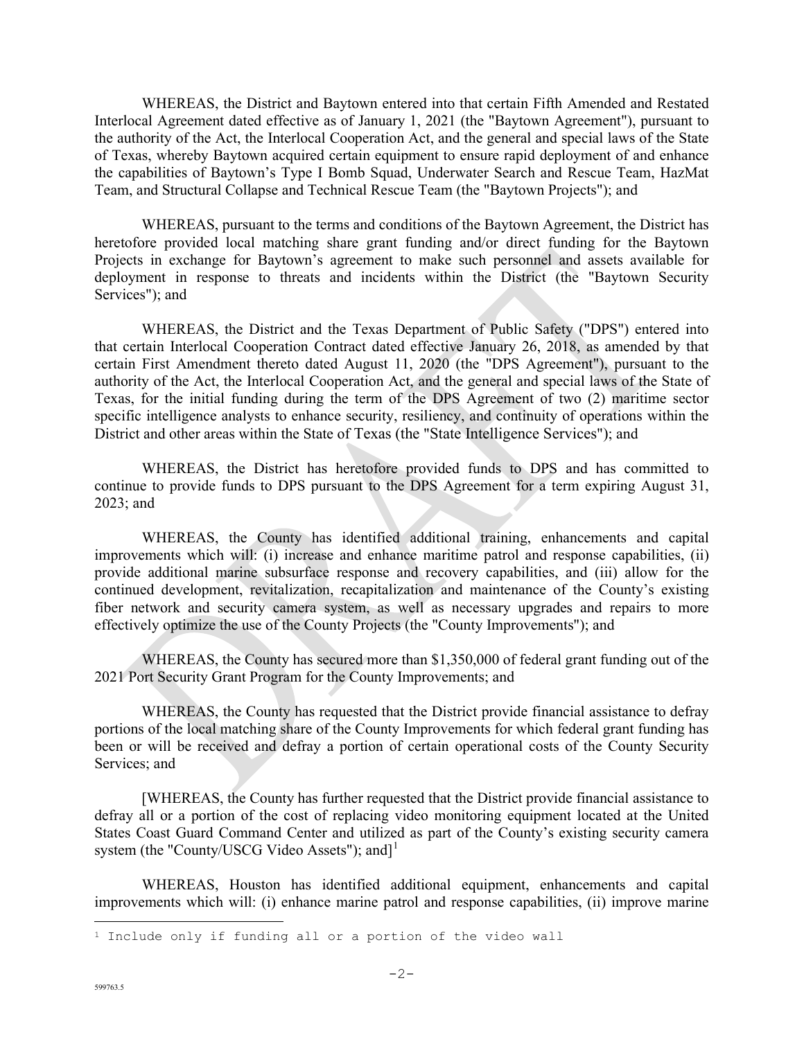WHEREAS, the District and Baytown entered into that certain Fifth Amended and Restated Interlocal Agreement dated effective as of January 1, 2021 (the "Baytown Agreement"), pursuant to the authority of the Act, the Interlocal Cooperation Act, and the general and special laws of the State of Texas, whereby Baytown acquired certain equipment to ensure rapid deployment of and enhance the capabilities of Baytown's Type I Bomb Squad, Underwater Search and Rescue Team, HazMat Team, and Structural Collapse and Technical Rescue Team (the "Baytown Projects"); and

WHEREAS, pursuant to the terms and conditions of the Baytown Agreement, the District has heretofore provided local matching share grant funding and/or direct funding for the Baytown Projects in exchange for Baytown's agreement to make such personnel and assets available for deployment in response to threats and incidents within the District (the "Baytown Security Services"); and

WHEREAS, the District and the Texas Department of Public Safety ("DPS") entered into that certain Interlocal Cooperation Contract dated effective January 26, 2018, as amended by that certain First Amendment thereto dated August 11, 2020 (the "DPS Agreement"), pursuant to the authority of the Act, the Interlocal Cooperation Act, and the general and special laws of the State of Texas, for the initial funding during the term of the DPS Agreement of two (2) maritime sector specific intelligence analysts to enhance security, resiliency, and continuity of operations within the District and other areas within the State of Texas (the "State Intelligence Services"); and

WHEREAS, the District has heretofore provided funds to DPS and has committed to continue to provide funds to DPS pursuant to the DPS Agreement for a term expiring August 31, 2023; and

WHEREAS, the County has identified additional training, enhancements and capital improvements which will: (i) increase and enhance maritime patrol and response capabilities, (ii) provide additional marine subsurface response and recovery capabilities, and (iii) allow for the continued development, revitalization, recapitalization and maintenance of the County's existing fiber network and security camera system, as well as necessary upgrades and repairs to more effectively optimize the use of the County Projects (the "County Improvements"); and

WHEREAS, the County has secured more than $1,350,000 of federal grant funding out of the 2021 Port Security Grant Program for the County Improvements; and

WHEREAS, the County has requested that the District provide financial assistance to defray portions of the local matching share of the County Improvements for which federal grant funding has been or will be received and defray a portion of certain operational costs of the County Security Services; and

[WHEREAS, the County has further requested that the District provide financial assistance to defray all or a portion of the cost of replacing video monitoring equipment located at the United States Coast Guard Command Center and utilized as part of the County's existing security camera system (the "County/USCG Video Assets"); and][1]

WHEREAS, Houston has identified additional equipment, enhancements and capital improvements which will: (i) enhance marine patrol and response capabilities, (ii) improve marine

[1] Include only if funding all or a portion of the video wall

599763.5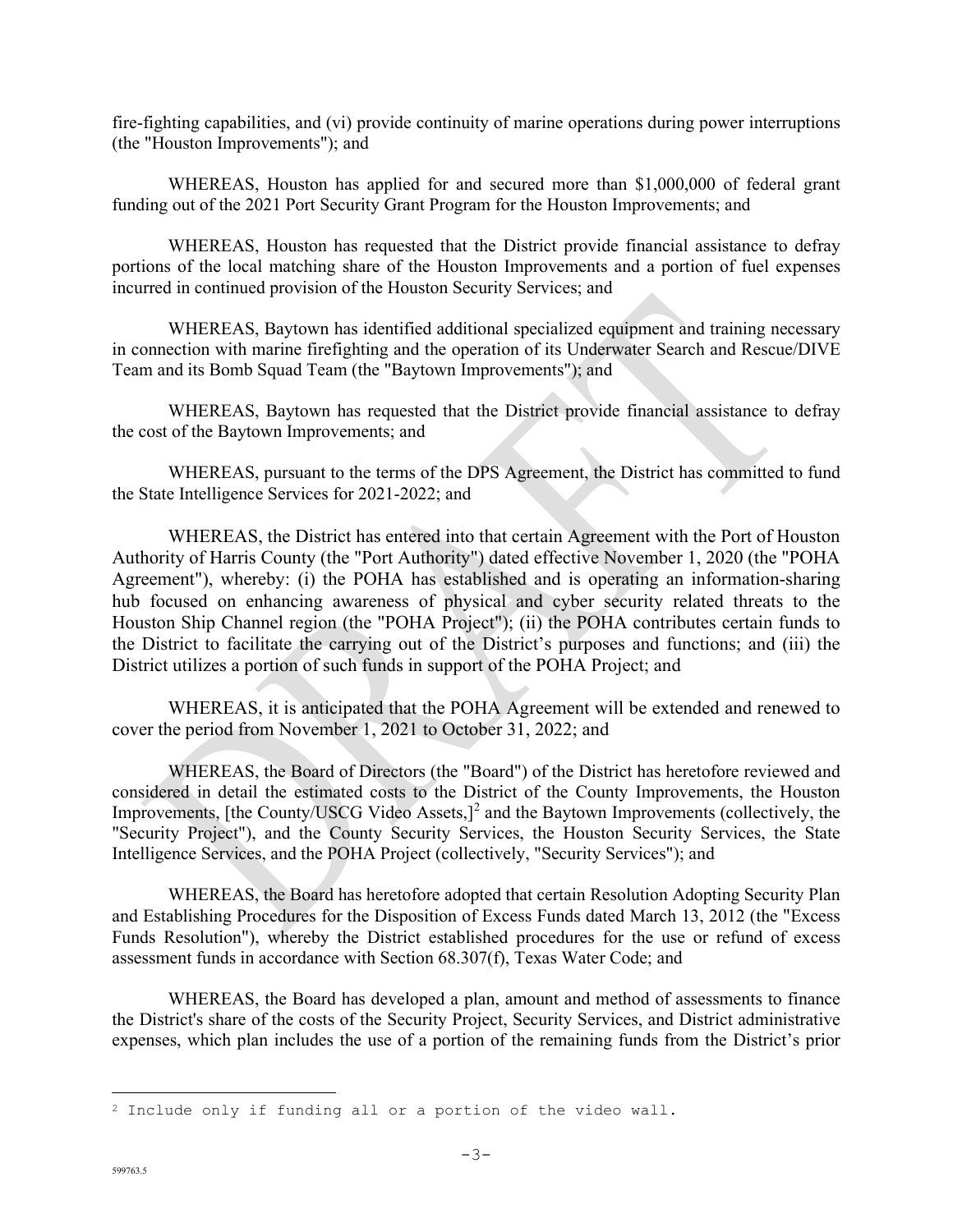fire-fighting capabilities, and (vi) provide continuity of marine operations during power interruptions (the "Houston Improvements"); and

WHEREAS, Houston has applied for and secured more than $1,000,000 of federal grant funding out of the 2021 Port Security Grant Program for the Houston Improvements; and

WHEREAS, Houston has requested that the District provide financial assistance to defray portions of the local matching share of the Houston Improvements and a portion of fuel expenses incurred in continued provision of the Houston Security Services; and

WHEREAS, Baytown has identified additional specialized equipment and training necessary in connection with marine firefighting and the operation of its Underwater Search and Rescue/DIVE Team and its Bomb Squad Team (the "Baytown Improvements"); and

WHEREAS, Baytown has requested that the District provide financial assistance to defray the cost of the Baytown Improvements; and

WHEREAS, pursuant to the terms of the DPS Agreement, the District has committed to fund the State Intelligence Services for 2021-2022; and

WHEREAS, the District has entered into that certain Agreement with the Port of Houston Authority of Harris County (the "Port Authority") dated effective November 1, 2020 (the "POHA Agreement"), whereby: (i) the POHA has established and is operating an information-sharing hub focused on enhancing awareness of physical and cyber security related threats to the Houston Ship Channel region (the "POHA Project"); (ii) the POHA contributes certain funds to the District to facilitate the carrying out of the District's purposes and functions; and (iii) the District utilizes a portion of such funds in support of the POHA Project; and

WHEREAS, it is anticipated that the POHA Agreement will be extended and renewed to cover the period from November 1, 2021 to October 31, 2022; and

WHEREAS, the Board of Directors (the "Board") of the District has heretofore reviewed and considered in detail the estimated costs to the District of the County Improvements, the Houston Improvements, [the County/USCG Video Assets,][2] and the Baytown Improvements (collectively, the "Security Project"), and the County Security Services, the Houston Security Services, the State Intelligence Services, and the POHA Project (collectively, "Security Services"); and

WHEREAS, the Board has heretofore adopted that certain Resolution Adopting Security Plan and Establishing Procedures for the Disposition of Excess Funds dated March 13, 2012 (the "Excess Funds Resolution"), whereby the District established procedures for the use or refund of excess assessment funds in accordance with Section 68.307(f), Texas Water Code; and

WHEREAS, the Board has developed a plan, amount and method of assessments to finance the District's share of the costs of the Security Project, Security Services, and District administrative expenses, which plan includes the use of a portion of the remaining funds from the District's prior

---

[2] Include only if funding all or a portion of the video wall.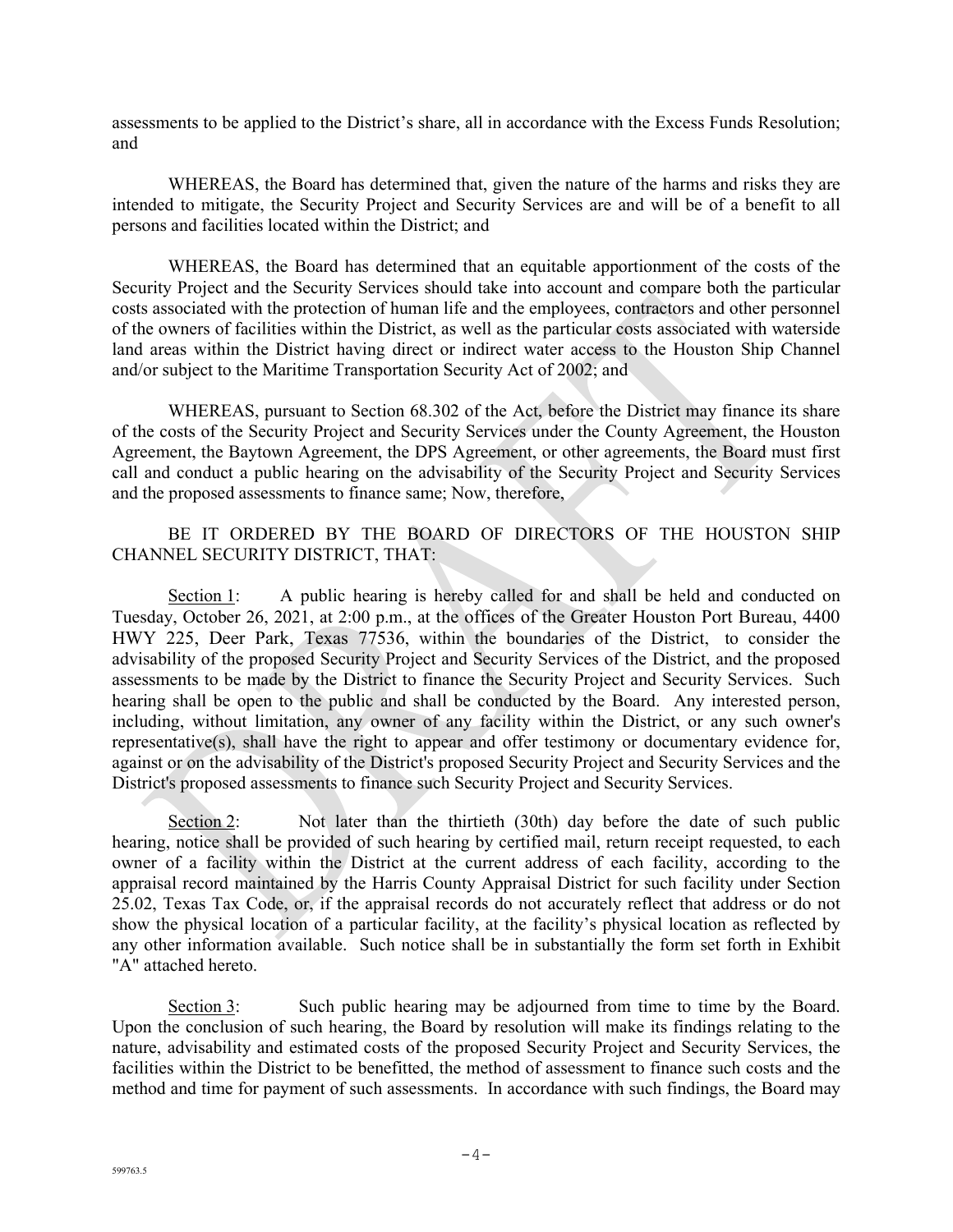assessments to be applied to the District's share, all in accordance with the Excess Funds Resolution; and

WHEREAS, the Board has determined that, given the nature of the harms and risks they are intended to mitigate, the Security Project and Security Services are and will be of a benefit to all persons and facilities located within the District; and

WHEREAS, the Board has determined that an equitable apportionment of the costs of the Security Project and the Security Services should take into account and compare both the particular costs associated with the protection of human life and the employees, contractors and other personnel of the owners of facilities within the District, as well as the particular costs associated with waterside land areas within the District having direct or indirect water access to the Houston Ship Channel and/or subject to the Maritime Transportation Security Act of 2002; and

WHEREAS, pursuant to Section 68.302 of the Act, before the District may finance its share of the costs of the Security Project and Security Services under the County Agreement, the Houston Agreement, the Baytown Agreement, the DPS Agreement, or other agreements, the Board must first call and conduct a public hearing on the advisability of the Security Project and Security Services and the proposed assessments to finance same; Now, therefore,

BE IT ORDERED BY THE BOARD OF DIRECTORS OF THE HOUSTON SHIP CHANNEL SECURITY DISTRICT, THAT:

Section 1: A public hearing is hereby called for and shall be held and conducted on Tuesday, October 26, 2021, at 2:00 p.m., at the offices of the Greater Houston Port Bureau, 4400 HWY 225, Deer Park, Texas 77536, within the boundaries of the District, to consider the advisability of the proposed Security Project and Security Services of the District, and the proposed assessments to be made by the District to finance the Security Project and Security Services. Such hearing shall be open to the public and shall be conducted by the Board. Any interested person, including, without limitation, any owner of any facility within the District, or any such owner's representative(s), shall have the right to appear and offer testimony or documentary evidence for, against or on the advisability of the District's proposed Security Project and Security Services and the District's proposed assessments to finance such Security Project and Security Services.

Section 2: Not later than the thirtieth (30th) day before the date of such public hearing, notice shall be provided of such hearing by certified mail, return receipt requested, to each owner of a facility within the District at the current address of each facility, according to the appraisal record maintained by the Harris County Appraisal District for such facility under Section 25.02, Texas Tax Code, or, if the appraisal records do not accurately reflect that address or do not show the physical location of a particular facility, at the facility's physical location as reflected by any other information available. Such notice shall be in substantially the form set forth in Exhibit "A" attached hereto.

Section 3: Such public hearing may be adjourned from time to time by the Board. Upon the conclusion of such hearing, the Board by resolution will make its findings relating to the nature, advisability and estimated costs of the proposed Security Project and Security Services, the facilities within the District to be benefitted, the method of assessment to finance such costs and the method and time for payment of such assessments. In accordance with such findings, the Board may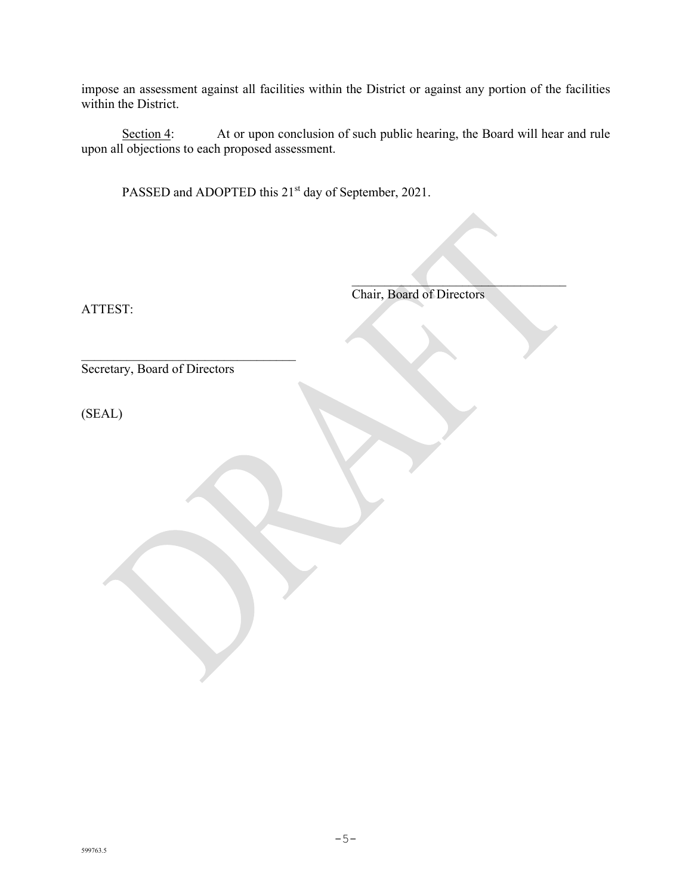impose an assessment against all facilities within the District or against any portion of the facilities within the District.

Section 4: At or upon conclusion of such public hearing, the Board will hear and rule upon all objections to each proposed assessment.

PASSED and ADOPTED this 21st day of September, 2021.

\_\_\_\_\_\_\_\_\_\_\_\_\_\_\_\_\_\_\_\_\_\_\_\_\_\_\_\_\_\_\_\_\_\_
Chair, Board of Directors

ATTEST:

\_\_\_\_\_\_\_\_\_\_\_\_\_\_\_\_\_\_\_\_\_\_\_\_\_\_\_\_\_\_\_\_\_\_
Secretary, Board of Directors

(SEAL)

DRAFT

599763.5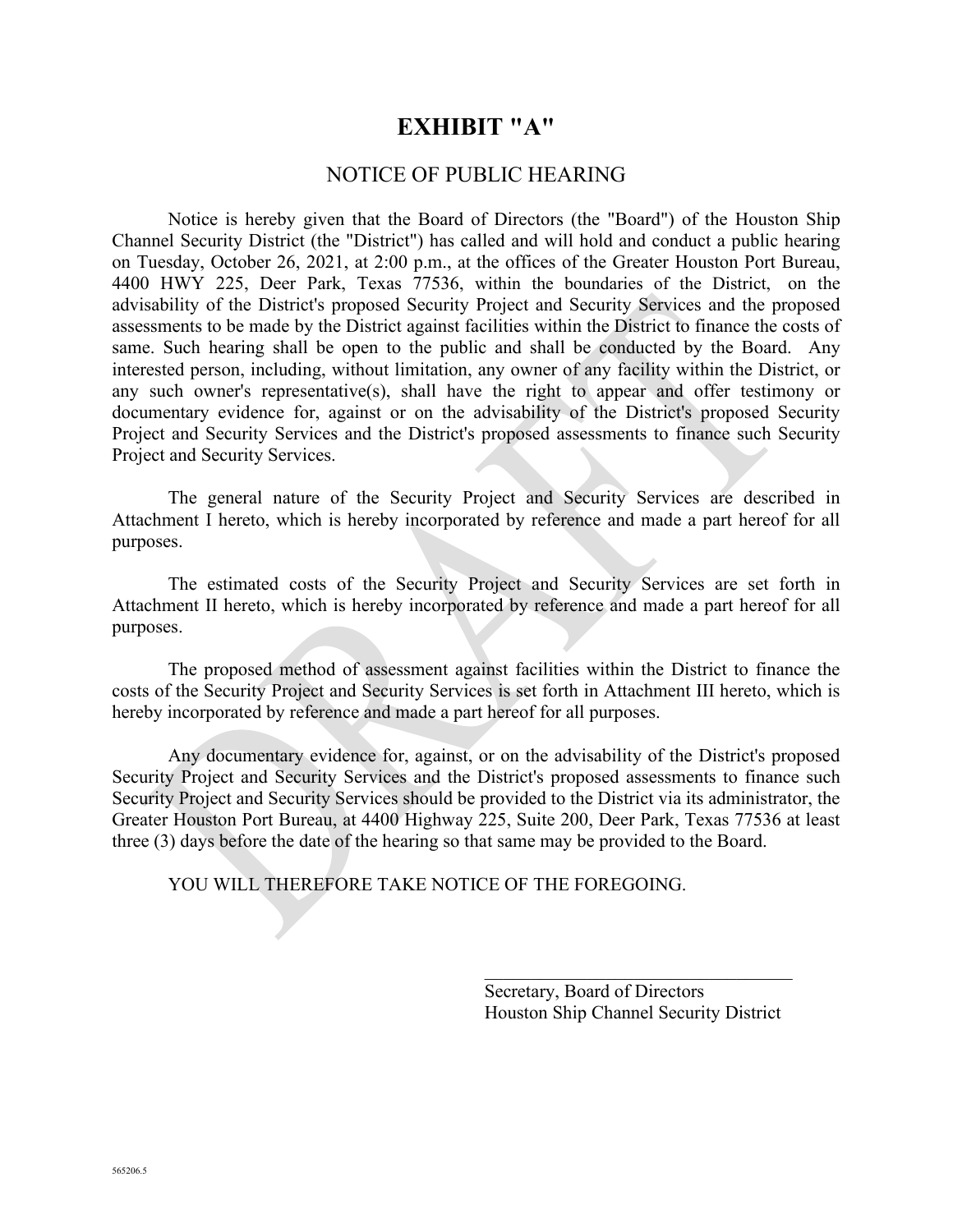# EXHIBIT "A"

## NOTICE OF PUBLIC HEARING

Notice is hereby given that the Board of Directors (the "Board") of the Houston Ship Channel Security District (the "District") has called and will hold and conduct a public hearing on Tuesday, October 26, 2021, at 2:00 p.m., at the offices of the Greater Houston Port Bureau, 4400 HWY 225, Deer Park, Texas 77536, within the boundaries of the District, on the advisability of the District's proposed Security Project and Security Services and the proposed assessments to be made by the District against facilities within the District to finance the costs of same. Such hearing shall be open to the public and shall be conducted by the Board. Any interested person, including, without limitation, any owner of any facility within the District, or any such owner's representative(s), shall have the right to appear and offer testimony or documentary evidence for, against or on the advisability of the District's proposed Security Project and Security Services and the District's proposed assessments to finance such Security Project and Security Services.

The general nature of the Security Project and Security Services are described in Attachment I hereto, which is hereby incorporated by reference and made a part hereof for all purposes.

The estimated costs of the Security Project and Security Services are set forth in Attachment II hereto, which is hereby incorporated by reference and made a part hereof for all purposes.

The proposed method of assessment against facilities within the District to finance the costs of the Security Project and Security Services is set forth in Attachment III hereto, which is hereby incorporated by reference and made a part hereof for all purposes.

Any documentary evidence for, against, or on the advisability of the District's proposed Security Project and Security Services and the District's proposed assessments to finance such Security Project and Security Services should be provided to the District via its administrator, the Greater Houston Port Bureau, at 4400 Highway 225, Suite 200, Deer Park, Texas 77536 at least three (3) days before the date of the hearing so that same may be provided to the Board.

YOU WILL THEREFORE TAKE NOTICE OF THE FOREGOING.

\_\_\_\_\_\_\_\_\_\_\_\_\_\_\_\_\_\_\_\_\_\_\_\_\_\_\_\_\_\_\_\_\_\_\_\_

Secretary, Board of Directors
Houston Ship Channel Security District

565206.5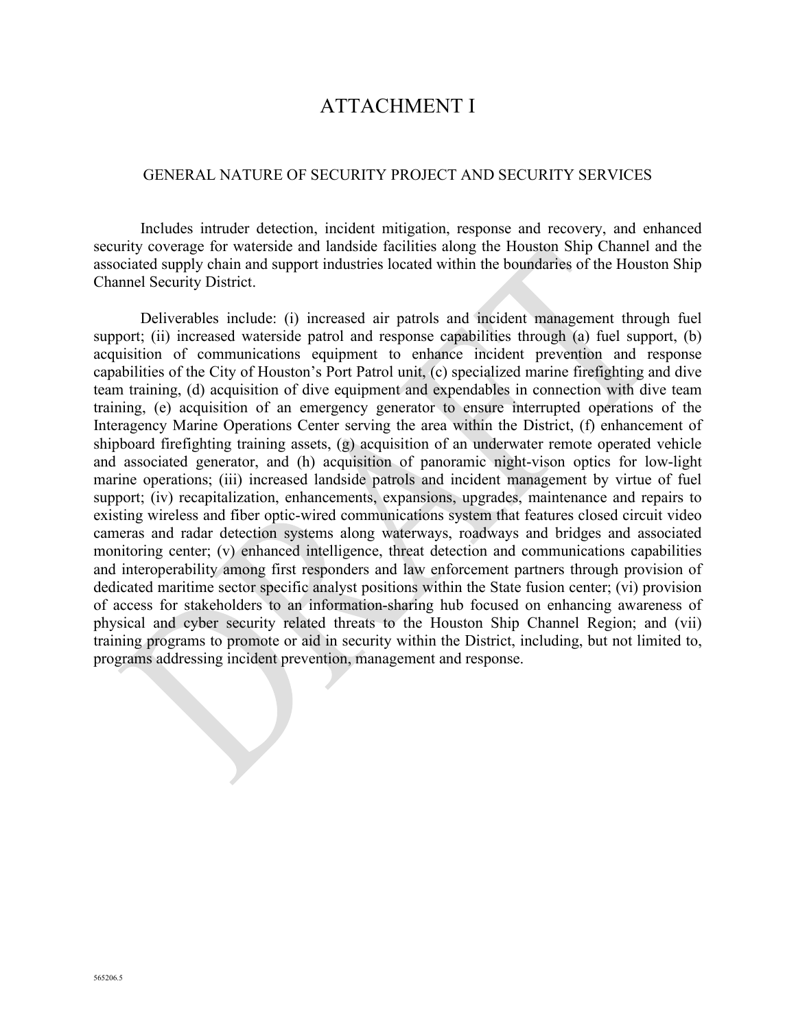# ATTACHMENT I

## GENERAL NATURE OF SECURITY PROJECT AND SECURITY SERVICES

Includes intruder detection, incident mitigation, response and recovery, and enhanced security coverage for waterside and landside facilities along the Houston Ship Channel and the associated supply chain and support industries located within the boundaries of the Houston Ship Channel Security District.

Deliverables include: (i) increased air patrols and incident management through fuel support; (ii) increased waterside patrol and response capabilities through (a) fuel support, (b) acquisition of communications equipment to enhance incident prevention and response capabilities of the City of Houston's Port Patrol unit, (c) specialized marine firefighting and dive team training, (d) acquisition of dive equipment and expendables in connection with dive team training, (e) acquisition of an emergency generator to ensure interrupted operations of the Interagency Marine Operations Center serving the area within the District, (f) enhancement of shipboard firefighting training assets, (g) acquisition of an underwater remote operated vehicle and associated generator, and (h) acquisition of panoramic night-vison optics for low-light marine operations; (iii) increased landside patrols and incident management by virtue of fuel support; (iv) recapitalization, enhancements, expansions, upgrades, maintenance and repairs to existing wireless and fiber optic-wired communications system that features closed circuit video cameras and radar detection systems along waterways, roadways and bridges and associated monitoring center; (v) enhanced intelligence, threat detection and communications capabilities and interoperability among first responders and law enforcement partners through provision of dedicated maritime sector specific analyst positions within the State fusion center; (vi) provision of access for stakeholders to an information-sharing hub focused on enhancing awareness of physical and cyber security related threats to the Houston Ship Channel Region; and (vii) training programs to promote or aid in security within the District, including, but not limited to, programs addressing incident prevention, management and response.

565206.5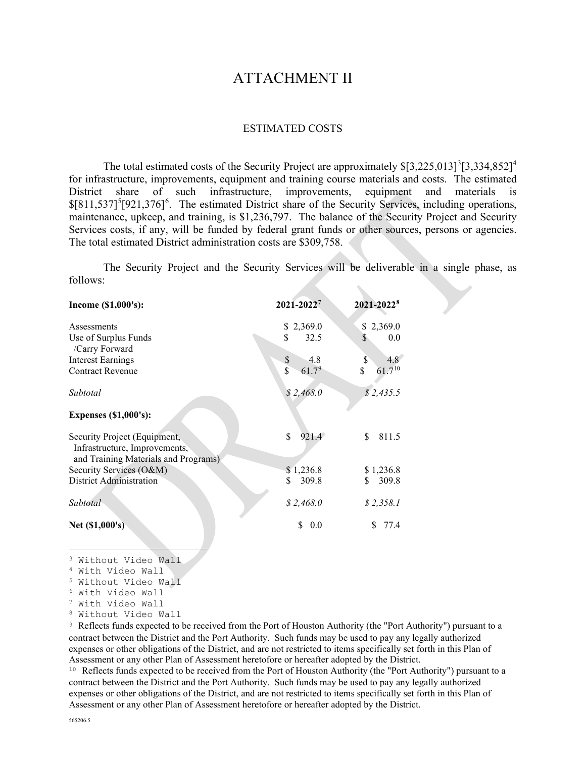# ATTACHMENT II

## ESTIMATED COSTS

The total estimated costs of the Security Project are approximately $[3,225,013][3][3,334,852][4] for infrastructure, improvements, equipment and training course materials and costs. The estimated District share of such infrastructure, improvements, equipment and materials is $[811,537][5][921,376][6]. The estimated District share of the Security Services, including operations, maintenance, upkeep, and training, is $1,236,797. The balance of the Security Project and Security Services costs, if any, will be funded by federal grant funds or other sources, persons or agencies. The total estimated District administration costs are $309,758.

The Security Project and the Security Services will be deliverable in a single phase, as follows:

| **Income ($1,000's):** | **2021-2022[7]** | **2021-2022[8]** |
|---|---|---|
| Assessments | $ 2,369.0 | $ 2,369.0 |
| Use of Surplus Funds /Carry Forward | $ 32.5 | $ 0.0 |
| Interest Earnings | $ 4.8 | $ 4.8 |
| Contract Revenue | $ 61.7[9] | $ 61.7[10] |
| *Subtotal* | *$ 2,468.0* | *$ 2,435.5* |
| **Expenses ($1,000's):** | | |
| Security Project (Equipment, Infrastructure, Improvements, and Training Materials and Programs) | $ 921.4 | $ 811.5 |
| Security Services (O&M) | $ 1,236.8 | $ 1,236.8 |
| District Administration | $ 309.8 | $ 309.8 |
| *Subtotal* | *$ 2,468.0* | *$ 2,358.1* |
| **Net ($1,000's)** | $ 0.0 | $ 77.4 |

---

[3] Without Video Wall

[4] With Video Wall

[5] Without Video Wall

[6] With Video Wall

[7] With Video Wall

[8] Without Video Wall

[9] Reflects funds expected to be received from the Port of Houston Authority (the "Port Authority") pursuant to a contract between the District and the Port Authority. Such funds may be used to pay any legally authorized expenses or other obligations of the District, and are not restricted to items specifically set forth in this Plan of Assessment or any other Plan of Assessment heretofore or hereafter adopted by the District.

[10] Reflects funds expected to be received from the Port of Houston Authority (the "Port Authority") pursuant to a contract between the District and the Port Authority. Such funds may be used to pay any legally authorized expenses or other obligations of the District, and are not restricted to items specifically set forth in this Plan of Assessment or any other Plan of Assessment heretofore or hereafter adopted by the District.

565206.5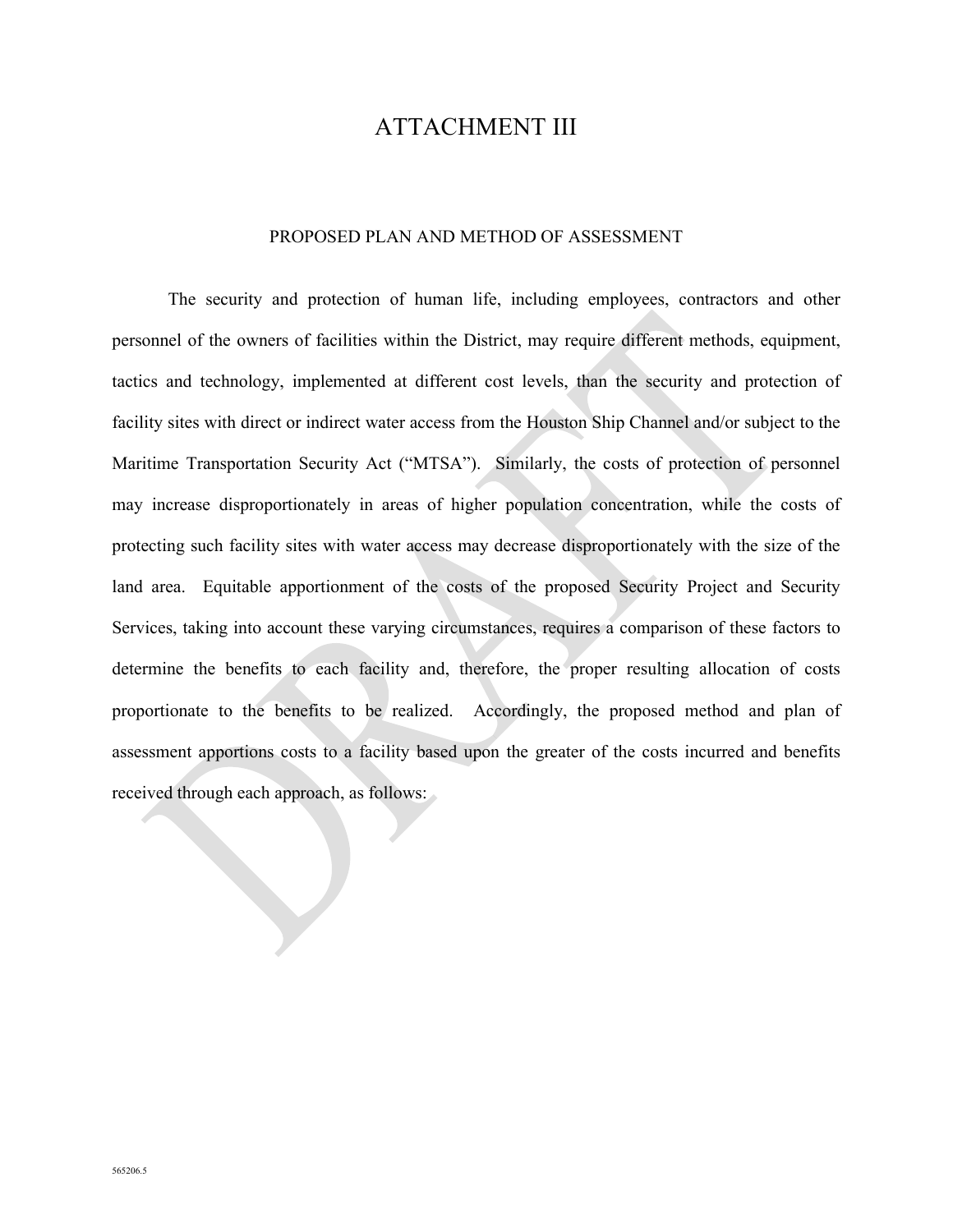# ATTACHMENT III

## PROPOSED PLAN AND METHOD OF ASSESSMENT

The security and protection of human life, including employees, contractors and other personnel of the owners of facilities within the District, may require different methods, equipment, tactics and technology, implemented at different cost levels, than the security and protection of facility sites with direct or indirect water access from the Houston Ship Channel and/or subject to the Maritime Transportation Security Act ("MTSA"). Similarly, the costs of protection of personnel may increase disproportionately in areas of higher population concentration, while the costs of protecting such facility sites with water access may decrease disproportionately with the size of the land area. Equitable apportionment of the costs of the proposed Security Project and Security Services, taking into account these varying circumstances, requires a comparison of these factors to determine the benefits to each facility and, therefore, the proper resulting allocation of costs proportionate to the benefits to be realized. Accordingly, the proposed method and plan of assessment apportions costs to a facility based upon the greater of the costs incurred and benefits received through each approach, as follows: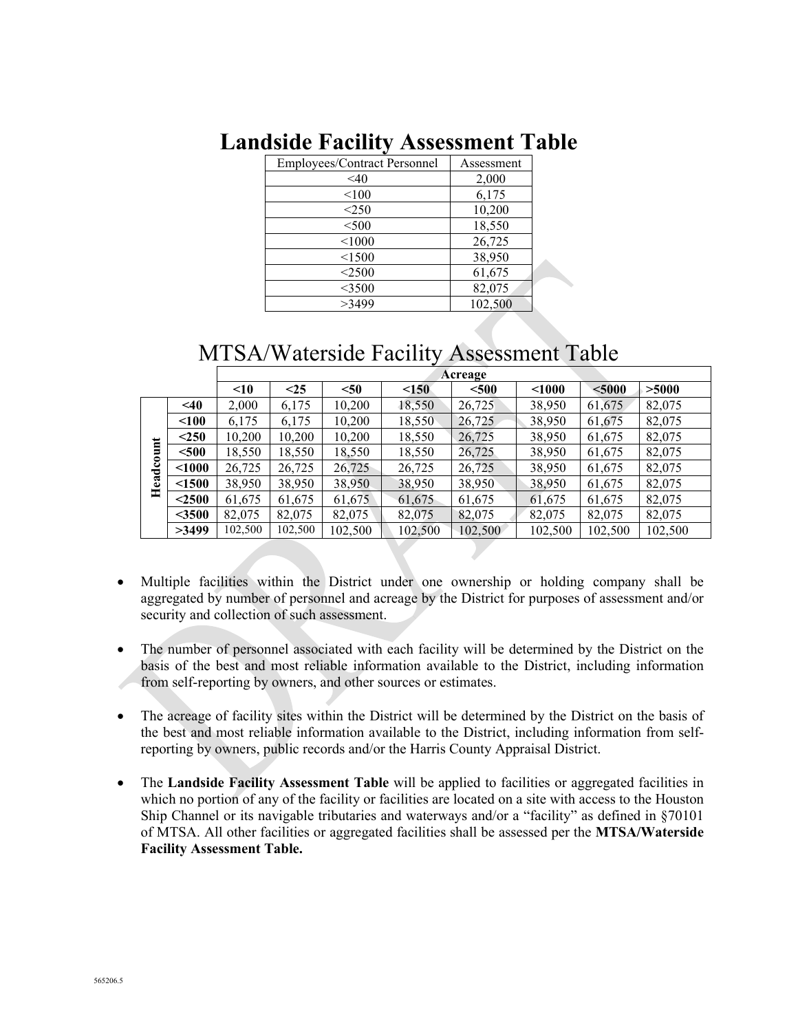# Landside Facility Assessment Table

| Employees/Contract Personnel | Assessment |
|---|---|
| <40 | 2,000 |
| <100 | 6,175 |
| <250 | 10,200 |
| <500 | 18,550 |
| <1000 | 26,725 |
| <1500 | 38,950 |
| <2500 | 61,675 |
| <3500 | 82,075 |
| >3499 | 102,500 |

# MTSA/Waterside Facility Assessment Table

| | | Acreage | | | | | | | |
|---|---|---|---|---|---|---|---|---|---|
| | | **<10** | **<25** | **<50** | **<150** | **<500** | **<1000** | **<5000** | **>5000** |
| **Headcount** | **<40** | 2,000 | 6,175 | 10,200 | 18,550 | 26,725 | 38,950 | 61,675 | 82,075 |
| | **<100** | 6,175 | 6,175 | 10,200 | 18,550 | 26,725 | 38,950 | 61,675 | 82,075 |
| | **<250** | 10,200 | 10,200 | 10,200 | 18,550 | 26,725 | 38,950 | 61,675 | 82,075 |
| | **<500** | 18,550 | 18,550 | 18,550 | 18,550 | 26,725 | 38,950 | 61,675 | 82,075 |
| | **<1000** | 26,725 | 26,725 | 26,725 | 26,725 | 26,725 | 38,950 | 61,675 | 82,075 |
| | **<1500** | 38,950 | 38,950 | 38,950 | 38,950 | 38,950 | 38,950 | 61,675 | 82,075 |
| | **<2500** | 61,675 | 61,675 | 61,675 | 61,675 | 61,675 | 61,675 | 61,675 | 82,075 |
| | **<3500** | 82,075 | 82,075 | 82,075 | 82,075 | 82,075 | 82,075 | 82,075 | 82,075 |
| | **>3499** | 102,500 | 102,500 | 102,500 | 102,500 | 102,500 | 102,500 | 102,500 | 102,500 |

- Multiple facilities within the District under one ownership or holding company shall be aggregated by number of personnel and acreage by the District for purposes of assessment and/or security and collection of such assessment.
- The number of personnel associated with each facility will be determined by the District on the basis of the best and most reliable information available to the District, including information from self-reporting by owners, and other sources or estimates.
- The acreage of facility sites within the District will be determined by the District on the basis of the best and most reliable information available to the District, including information from self-reporting by owners, public records and/or the Harris County Appraisal District.
- The **Landside Facility Assessment Table** will be applied to facilities or aggregated facilities in which no portion of any of the facility or facilities are located on a site with access to the Houston Ship Channel or its navigable tributaries and waterways and/or a "facility" as defined in §70101 of MTSA. All other facilities or aggregated facilities shall be assessed per the **MTSA/Waterside Facility Assessment Table.**

565206.5